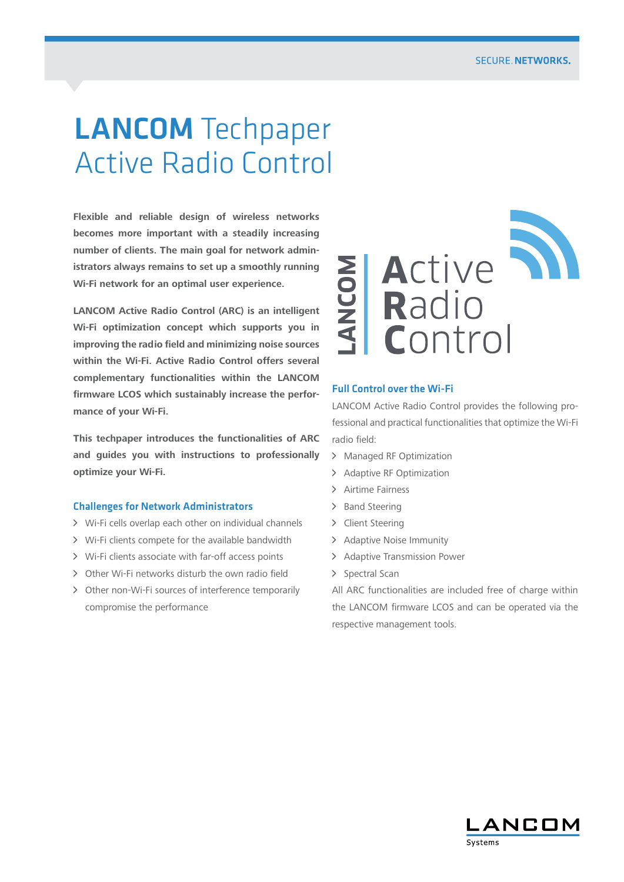# LANCOM Techpaper Active Radio Control

**Flexible and reliable design of wireless networks becomes more important with a steadily increasing number of clients. The main goal for network administrators always remains to set up a smoothly running Wi-Fi network for an optimal user experience.**

**LANCOM Active Radio Control (ARC) is an intelligent Wi-Fi optimization concept which supports you in improving the radio field and minimizing noise sources within the Wi-Fi. Active Radio Control offers several complementary functionalities within the LANCOM firmware LCOS which sustainably increase the performance of your Wi-Fi.**

**This techpaper introduces the functionalities of ARC and guides you with instructions to professionally optimize your Wi-Fi.**

### Challenges for Network Administrators

- Wi-Fi cells overlap each other on individual channels
- Wi-Fi clients compete for the available bandwidth
- Wi-Fi clients associate with far-off access points
- Other Wi-Fi networks disturb the own radio field
- Other non-Wi-Fi sources of interference temporarily compromise the performance

### Full Control over the Wi-Fi

LANCOM Active Radio Control provides the following professional and practical functionalities that optimize the Wi-Fi radio field:

- Managed RF Optimization
- Adaptive RF Optimization
- Airtime Fairness
- Band Steering
- Client Steering
- Adaptive Noise Immunity
- Adaptive Transmission Power
- Spectral Scan

All ARC functionalities are included free of charge within the LANCOM firmware LCOS and can be operated via the respective management tools.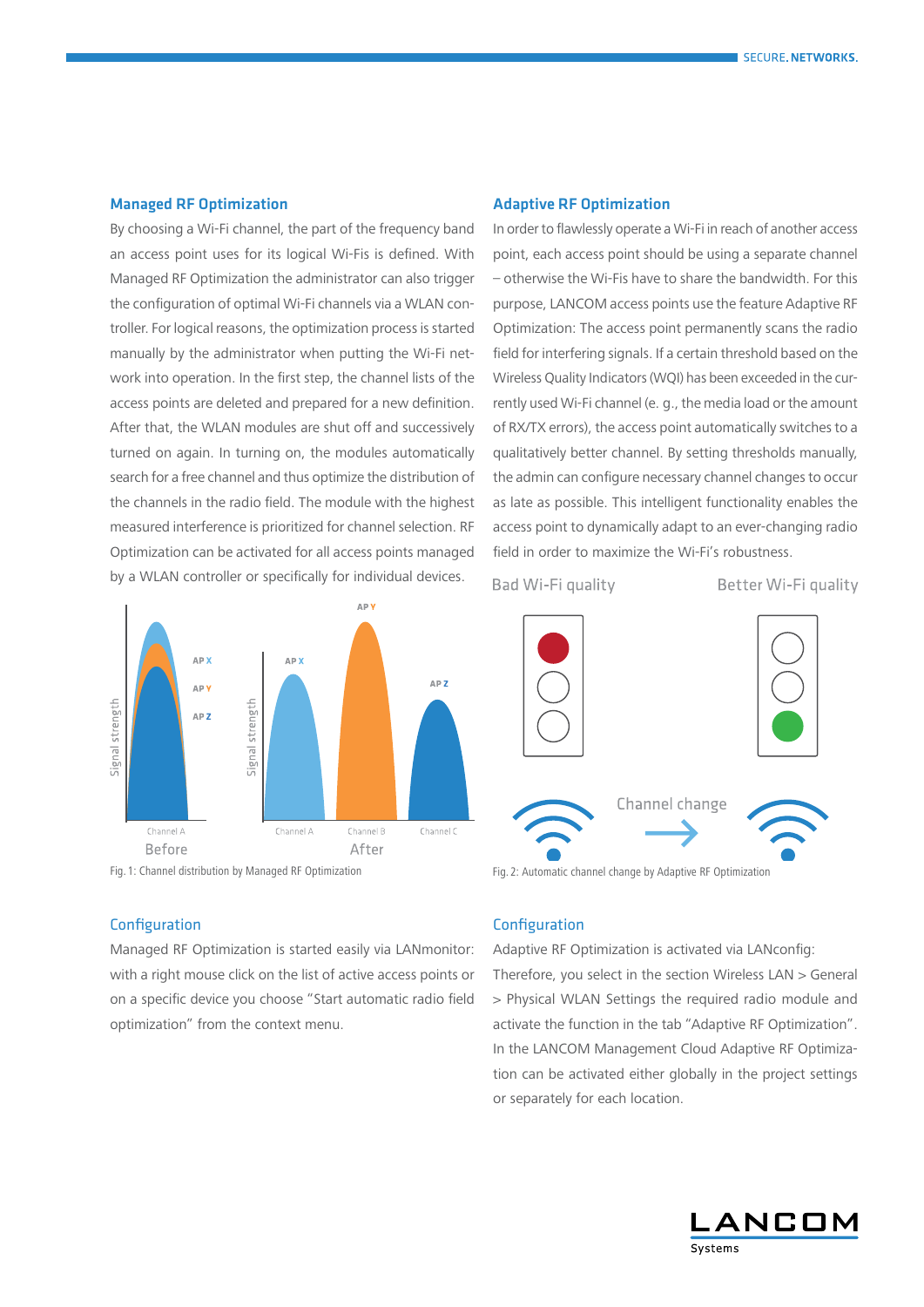## Managed RF Optimization

By choosing a Wi-Fi channel, the part of the frequency band an access point uses for its logical Wi-Fis is defined. With Managed RF Optimization the administrator can also trigger the configuration of optimal Wi-Fi channels via a WLAN controller. For logical reasons, the optimization process is started manually by the administrator when putting the Wi-Fi network into operation. In the first step, the channel lists of the access points are deleted and prepared for a new definition. After that, the WLAN modules are shut off and successively turned on again. In turning on, the modules automatically search for a free channel and thus optimize the distribution of the channels in the radio field. The module with the highest measured interference is prioritized for channel selection. RF Optimization can be activated for all access points managed by a WLAN controller or specifically for individual devices.

Fig. 1: Channel distribution by Managed RF Optimization

## Configuration

Managed RF Optimization is started easily via LANmonitor: with a right mouse click on the list of active access points or on a specific device you choose "Start automatic radio field optimization" from the context menu.

## Adaptive RF Optimization

In order to flawlessly operate a Wi-Fi in reach of another access point, each access point should be using a separate channel – otherwise the Wi-Fis have to share the bandwidth. For this purpose, LANCOM access points use the feature Adaptive RF Optimization: The access point permanently scans the radio field for interfering signals. If a certain threshold based on the Wireless Quality Indicators (WQI) has been exceeded in the currently used Wi-Fi channel (e. g., the media load or the amount of RX/TX errors), the access point automatically switches to a qualitatively better channel. By setting thresholds manually, the admin can configure necessary channel changes to occur as late as possible. This intelligent functionality enables the access point to dynamically adapt to an ever-changing radio field in order to maximize the Wi-Fi's robustness.

Fig. 2: Automatic channel change by Adaptive RF Optimization

## Configuration

Adaptive RF Optimization is activated via LANconfig: Therefore, you select in the section Wireless LAN > General > Physical WLAN Settings the required radio module and activate the function in the tab "Adaptive RF Optimization". In the LANCOM Management Cloud Adaptive RF Optimization can be activated either globally in the project settings or separately for each location.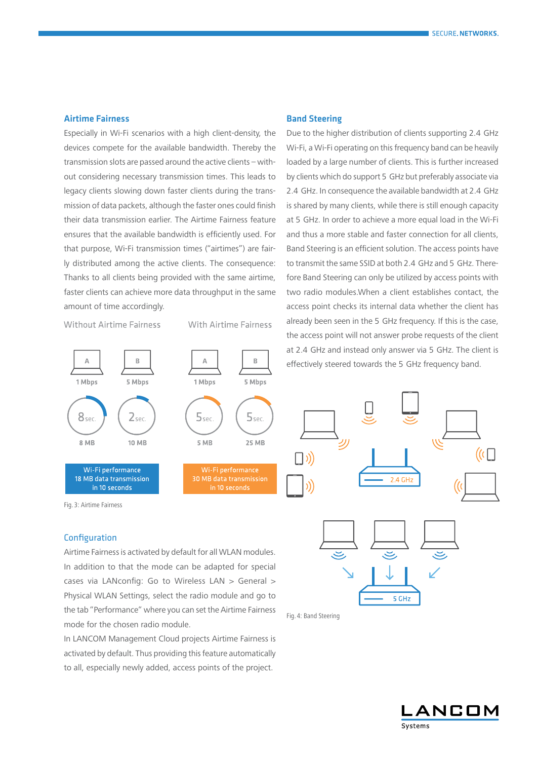## Airtime Fairness

Especially in Wi-Fi scenarios with a high client-density, the devices compete for the available bandwidth. Thereby the transmission slots are passed around the active clients – without considering necessary transmission times. This leads to legacy clients slowing down faster clients during the transmission of data packets, although the faster ones could finish their data transmission earlier. The Airtime Fairness feature ensures that the available bandwidth is efficiently used. For that purpose, Wi-Fi transmission times ("airtimes") are fairly distributed among the active clients. The consequence: Thanks to all clients being provided with the same airtime, faster clients can achieve more data throughput in the same amount of time accordingly.

Without Airtime Fairness

A – 1 Mbps – 8 sec. – 8 MB

B – 5 Mbps – 2 sec. – 10 MB

Wi-Fi performance 18 MB data transmission in 10 seconds

With Airtime Fairness

A – 1 Mbps – 5 sec. – 5 MB

B – 5 Mbps – 5 sec. – 25 MB

Wi-Fi performance 30 MB data transmission in 10 seconds

Fig. 3: Airtime Fairness

## Configuration

Airtime Fairness is activated by default for all WLAN modules. In addition to that the mode can be adapted for special cases via LANconfig: Go to Wireless LAN > General > Physical WLAN Settings, select the radio module and go to the tab "Performance" where you can set the Airtime Fairness mode for the chosen radio module.

In LANCOM Management Cloud projects Airtime Fairness is activated by default. Thus providing this feature automatically to all, especially newly added, access points of the project.

## Band Steering

Due to the higher distribution of clients supporting 2.4 GHz Wi-Fi, a Wi-Fi operating on this frequency band can be heavily loaded by a large number of clients. This is further increased by clients which do support 5 GHz but preferably associate via 2.4 GHz. In consequence the available bandwidth at 2.4 GHz is shared by many clients, while there is still enough capacity at 5 GHz. In order to achieve a more equal load in the Wi-Fi and thus a more stable and faster connection for all clients, Band Steering is an efficient solution. The access points have to transmit the same SSID at both 2.4 GHz and 5 GHz. Therefore Band Steering can only be utilized by access points with two radio modules.When a client establishes contact, the access point checks its internal data whether the client has already been seen in the 5 GHz frequency. If this is the case, the access point will not answer probe requests of the client at 2.4 GHz and instead only answer via 5 GHz. The client is effectively steered towards the 5 GHz frequency band.

2.4 GHz

5 GHz

Fig. 4: Band Steering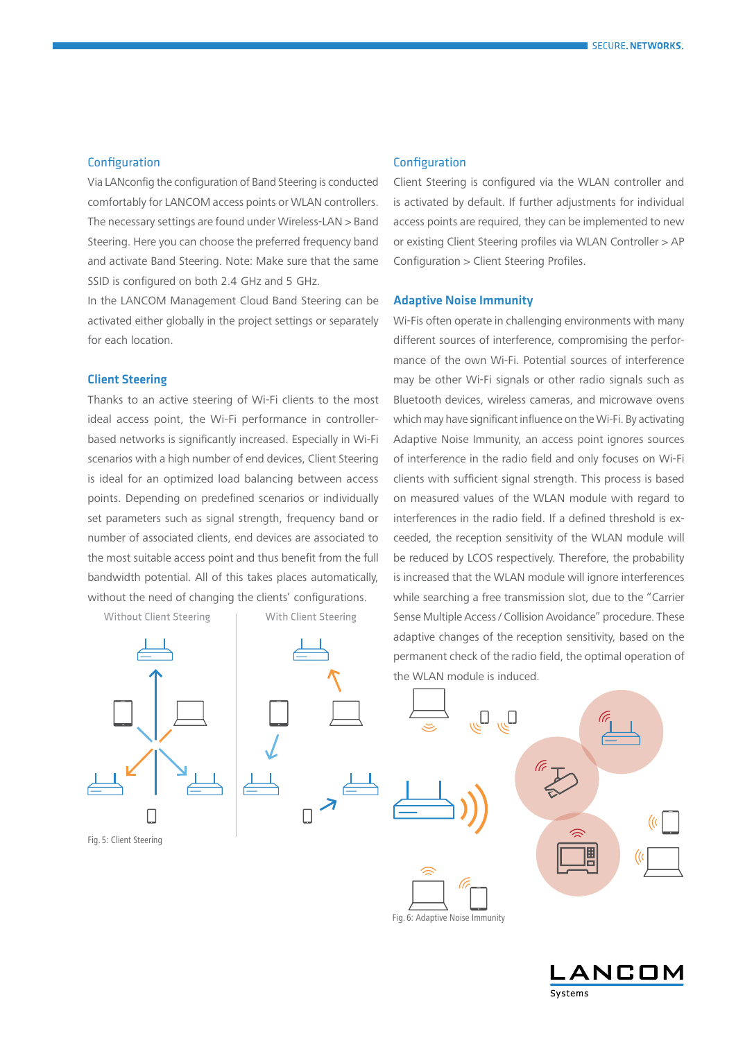### Configuration

Via LANconfig the configuration of Band Steering is conducted comfortably for LANCOM access points or WLAN controllers. The necessary settings are found under Wireless-LAN > Band Steering. Here you can choose the preferred frequency band and activate Band Steering. Note: Make sure that the same SSID is configured on both 2.4 GHz and 5 GHz.

In the LANCOM Management Cloud Band Steering can be activated either globally in the project settings or separately for each location.

## Client Steering

Thanks to an active steering of Wi-Fi clients to the most ideal access point, the Wi-Fi performance in controller-based networks is significantly increased. Especially in Wi-Fi scenarios with a high number of end devices, Client Steering is ideal for an optimized load balancing between access points. Depending on predefined scenarios or individually set parameters such as signal strength, frequency band or number of associated clients, end devices are associated to the most suitable access point and thus benefit from the full bandwidth potential. All of this takes places automatically, without the need of changing the clients' configurations.

Without Client Steering

With Client Steering

Fig. 5: Client Steering

### Configuration

Client Steering is configured via the WLAN controller and is activated by default. If further adjustments for individual access points are required, they can be implemented to new or existing Client Steering profiles via WLAN Controller > AP Configuration > Client Steering Profiles.

## Adaptive Noise Immunity

Wi-Fis often operate in challenging environments with many different sources of interference, compromising the performance of the own Wi-Fi. Potential sources of interference may be other Wi-Fi signals or other radio signals such as Bluetooth devices, wireless cameras, and microwave ovens which may have significant influence on the Wi-Fi. By activating Adaptive Noise Immunity, an access point ignores sources of interference in the radio field and only focuses on Wi-Fi clients with sufficient signal strength. This process is based on measured values of the WLAN module with regard to interferences in the radio field. If a defined threshold is exceeded, the reception sensitivity of the WLAN module will be reduced by LCOS respectively. Therefore, the probability is increased that the WLAN module will ignore interferences while searching a free transmission slot, due to the "Carrier Sense Multiple Access / Collision Avoidance" procedure. These adaptive changes of the reception sensitivity, based on the permanent check of the radio field, the optimal operation of the WLAN module is induced.

Fig. 6: Adaptive Noise Immunity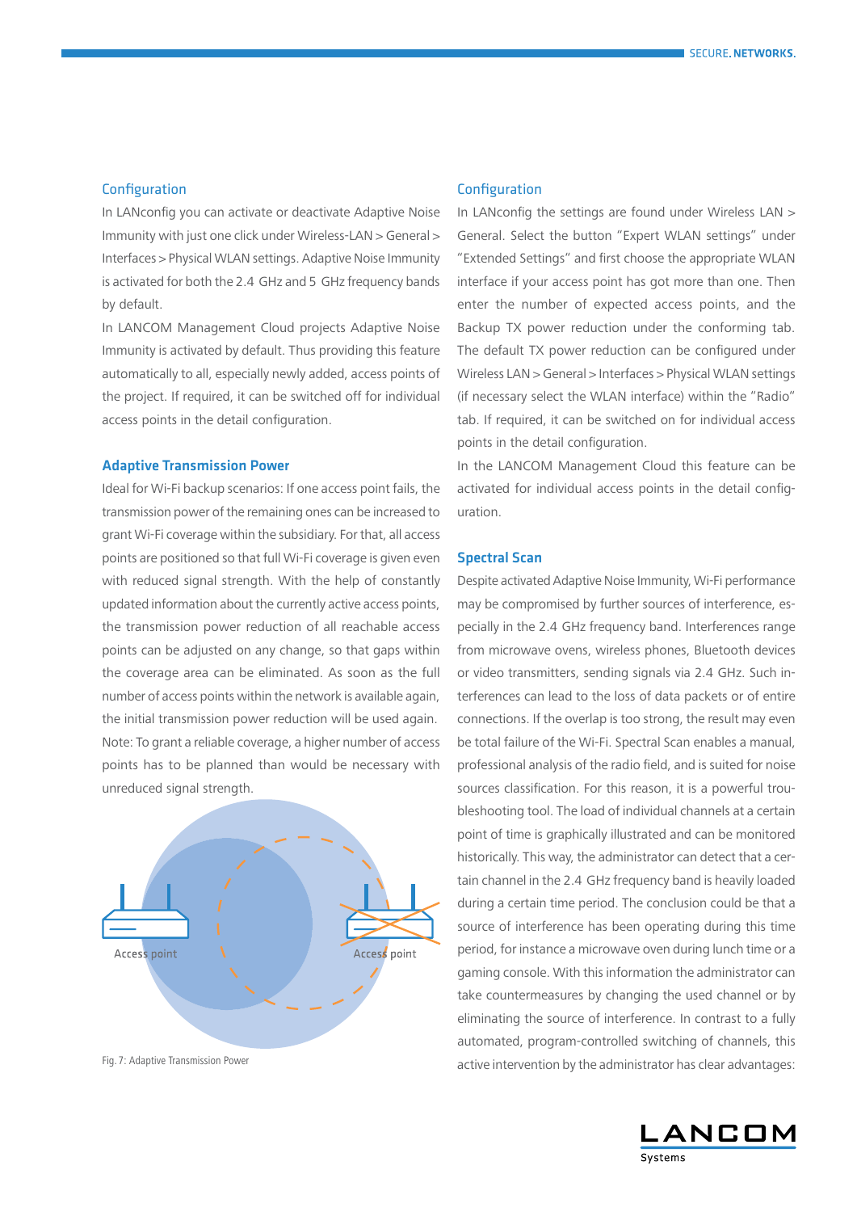### Configuration

In LANconfig you can activate or deactivate Adaptive Noise Immunity with just one click under Wireless-LAN > General > Interfaces > Physical WLAN settings. Adaptive Noise Immunity is activated for both the 2.4 GHz and 5 GHz frequency bands by default.

In LANCOM Management Cloud projects Adaptive Noise Immunity is activated by default. Thus providing this feature automatically to all, especially newly added, access points of the project. If required, it can be switched off for individual access points in the detail configuration.

## Adaptive Transmission Power

Ideal for Wi-Fi backup scenarios: If one access point fails, the transmission power of the remaining ones can be increased to grant Wi-Fi coverage within the subsidiary. For that, all access points are positioned so that full Wi-Fi coverage is given even with reduced signal strength. With the help of constantly updated information about the currently active access points, the transmission power reduction of all reachable access points can be adjusted on any change, so that gaps within the coverage area can be eliminated. As soon as the full number of access points within the network is available again, the initial transmission power reduction will be used again. Note: To grant a reliable coverage, a higher number of access points has to be planned than would be necessary with unreduced signal strength.

Access point

Access point

Fig. 7: Adaptive Transmission Power

### Configuration

In LANconfig the settings are found under Wireless LAN > General. Select the button "Expert WLAN settings" under "Extended Settings" and first choose the appropriate WLAN interface if your access point has got more than one. Then enter the number of expected access points, and the Backup TX power reduction under the conforming tab. The default TX power reduction can be configured under Wireless LAN > General > Interfaces > Physical WLAN settings (if necessary select the WLAN interface) within the "Radio" tab. If required, it can be switched on for individual access points in the detail configuration.

In the LANCOM Management Cloud this feature can be activated for individual access points in the detail configuration.

## Spectral Scan

Despite activated Adaptive Noise Immunity, Wi-Fi performance may be compromised by further sources of interference, especially in the 2.4 GHz frequency band. Interferences range from microwave ovens, wireless phones, Bluetooth devices or video transmitters, sending signals via 2.4 GHz. Such interferences can lead to the loss of data packets or of entire connections. If the overlap is too strong, the result may even be total failure of the Wi-Fi. Spectral Scan enables a manual, professional analysis of the radio field, and is suited for noise sources classification. For this reason, it is a powerful troubleshooting tool. The load of individual channels at a certain point of time is graphically illustrated and can be monitored historically. This way, the administrator can detect that a certain channel in the 2.4 GHz frequency band is heavily loaded during a certain time period. The conclusion could be that a source of interference has been operating during this time period, for instance a microwave oven during lunch time or a gaming console. With this information the administrator can take countermeasures by changing the used channel or by eliminating the source of interference. In contrast to a fully automated, program-controlled switching of channels, this active intervention by the administrator has clear advantages: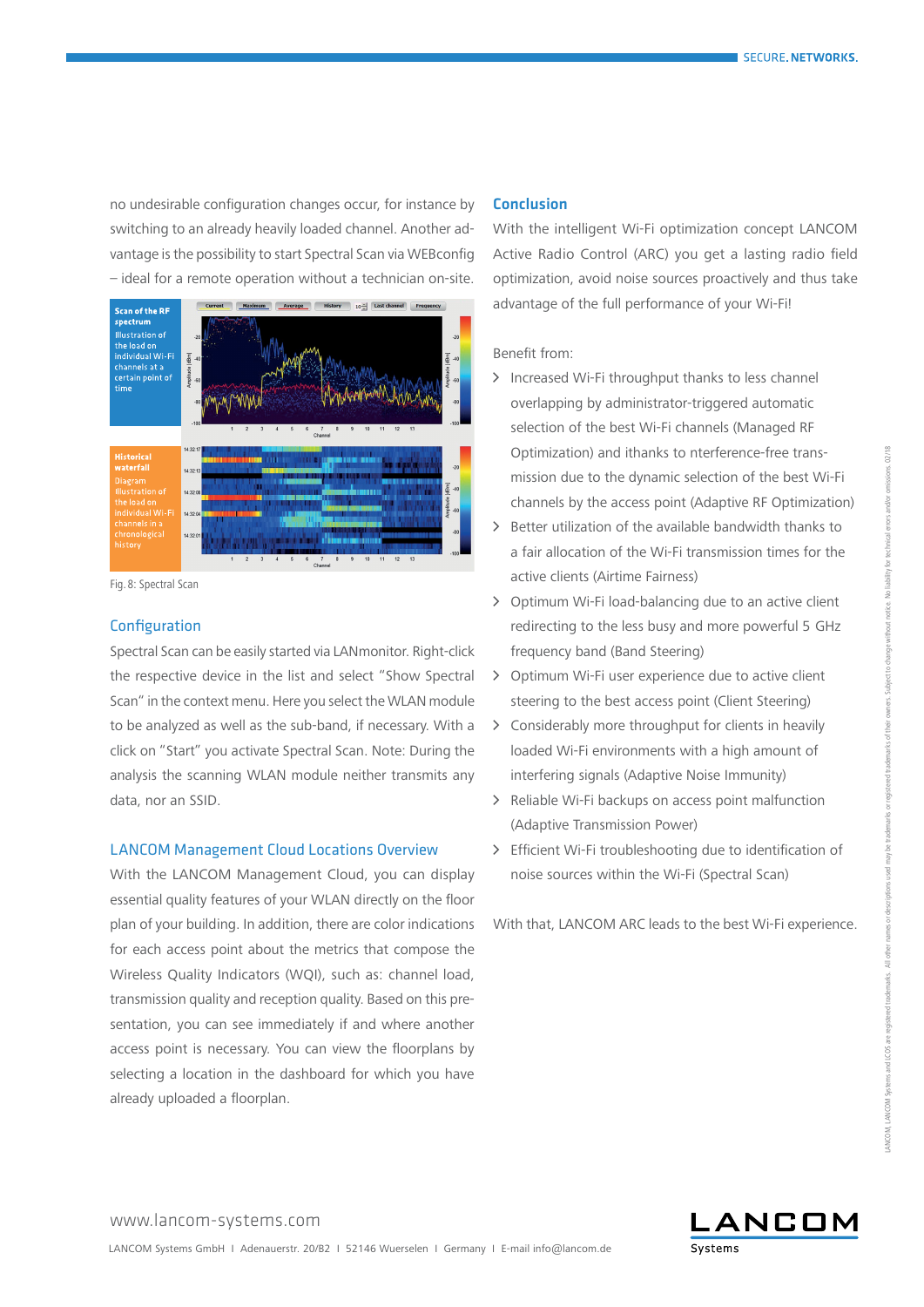no undesirable configuration changes occur, for instance by switching to an already heavily loaded channel. Another advantage is the possibility to start Spectral Scan via WEBconfig – ideal for a remote operation without a technician on-site.

**Scan of the RF spectrum**
Illustration of the load on individual Wi-Fi channels at a certain point of time

**Historical waterfall**
Diagram illustration of the load on individual Wi-Fi channels in a chronological history

Fig. 8: Spectral Scan

## Configuration

Spectral Scan can be easily started via LANmonitor. Right-click the respective device in the list and select "Show Spectral Scan" in the context menu. Here you select the WLAN module to be analyzed as well as the sub-band, if necessary. With a click on "Start" you activate Spectral Scan. Note: During the analysis the scanning WLAN module neither transmits any data, nor an SSID.

## LANCOM Management Cloud Locations Overview

With the LANCOM Management Cloud, you can display essential quality features of your WLAN directly on the floor plan of your building. In addition, there are color indications for each access point about the metrics that compose the Wireless Quality Indicators (WQI), such as: channel load, transmission quality and reception quality. Based on this presentation, you can see immediately if and where another access point is necessary. You can view the floorplans by selecting a location in the dashboard for which you have already uploaded a floorplan.

## Conclusion

With the intelligent Wi-Fi optimization concept LANCOM Active Radio Control (ARC) you get a lasting radio field optimization, avoid noise sources proactively and thus take advantage of the full performance of your Wi-Fi!

Benefit from:

- Increased Wi-Fi throughput thanks to less channel overlapping by administrator-triggered automatic selection of the best Wi-Fi channels (Managed RF Optimization) and ithanks to nterference-free transmission due to the dynamic selection of the best Wi-Fi channels by the access point (Adaptive RF Optimization)
- Better utilization of the available bandwidth thanks to a fair allocation of the Wi-Fi transmission times for the active clients (Airtime Fairness)
- Optimum Wi-Fi load-balancing due to an active client redirecting to the less busy and more powerful 5 GHz frequency band (Band Steering)
- Optimum Wi-Fi user experience due to active client steering to the best access point (Client Steering)
- Considerably more throughput for clients in heavily loaded Wi-Fi environments with a high amount of interfering signals (Adaptive Noise Immunity)
- Reliable Wi-Fi backups on access point malfunction (Adaptive Transmission Power)
- Efficient Wi-Fi troubleshooting due to identification of noise sources within the Wi-Fi (Spectral Scan)

With that, LANCOM ARC leads to the best Wi-Fi experience.

www.lancom-systems.com

LANCOM Systems GmbH I Adenauerstr. 20/B2 I 52146 Wuerselen I Germany I E-mail info@lancom.de

LANCOM, LANCOM Systems and LCOS are registered trademarks. All other names or descriptions used may be trademarks or registered trademarks of their owners. Subject to change without notice. No liability for technical errors and/or omissions. 02/18